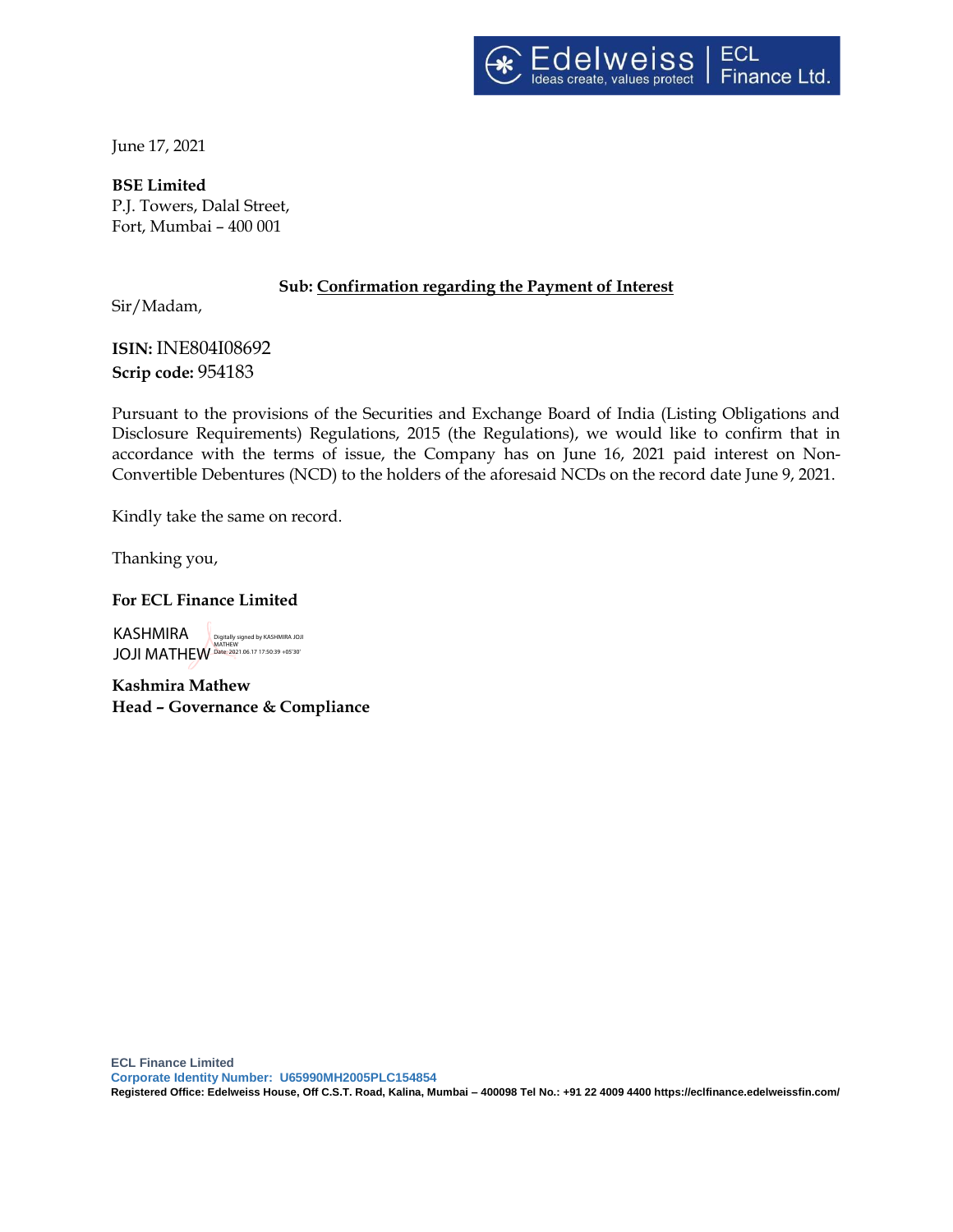June 17, 2021

**BSE Limited**
P.J. Towers, Dalal Street,
Fort, Mumbai – 400 001

**Sub: Confirmation regarding the Payment of Interest**

Sir/Madam,

**ISIN:** INE804I08692
**Scrip code:** 954183

Pursuant to the provisions of the Securities and Exchange Board of India (Listing Obligations and Disclosure Requirements) Regulations, 2015 (the Regulations), we would like to confirm that in accordance with the terms of issue, the Company has on June 16, 2021 paid interest on Non-Convertible Debentures (NCD) to the holders of the aforesaid NCDs on the record date June 9, 2021.

Kindly take the same on record.

Thanking you,

**For ECL Finance Limited**

KASHMIRA JOJI MATHEW
Digitally signed by KASHMIRA JOJI MATHEW
Date: 2021.06.17 17:50:39 +05'30'

**Kashmira Mathew**
**Head – Governance & Compliance**

**ECL Finance Limited**
**Corporate Identity Number: U65990MH2005PLC154854**
**Registered Office: Edelweiss House, Off C.S.T. Road, Kalina, Mumbai – 400098 Tel No.: +91 22 4009 4400 https://eclfinance.edelweissfin.com/**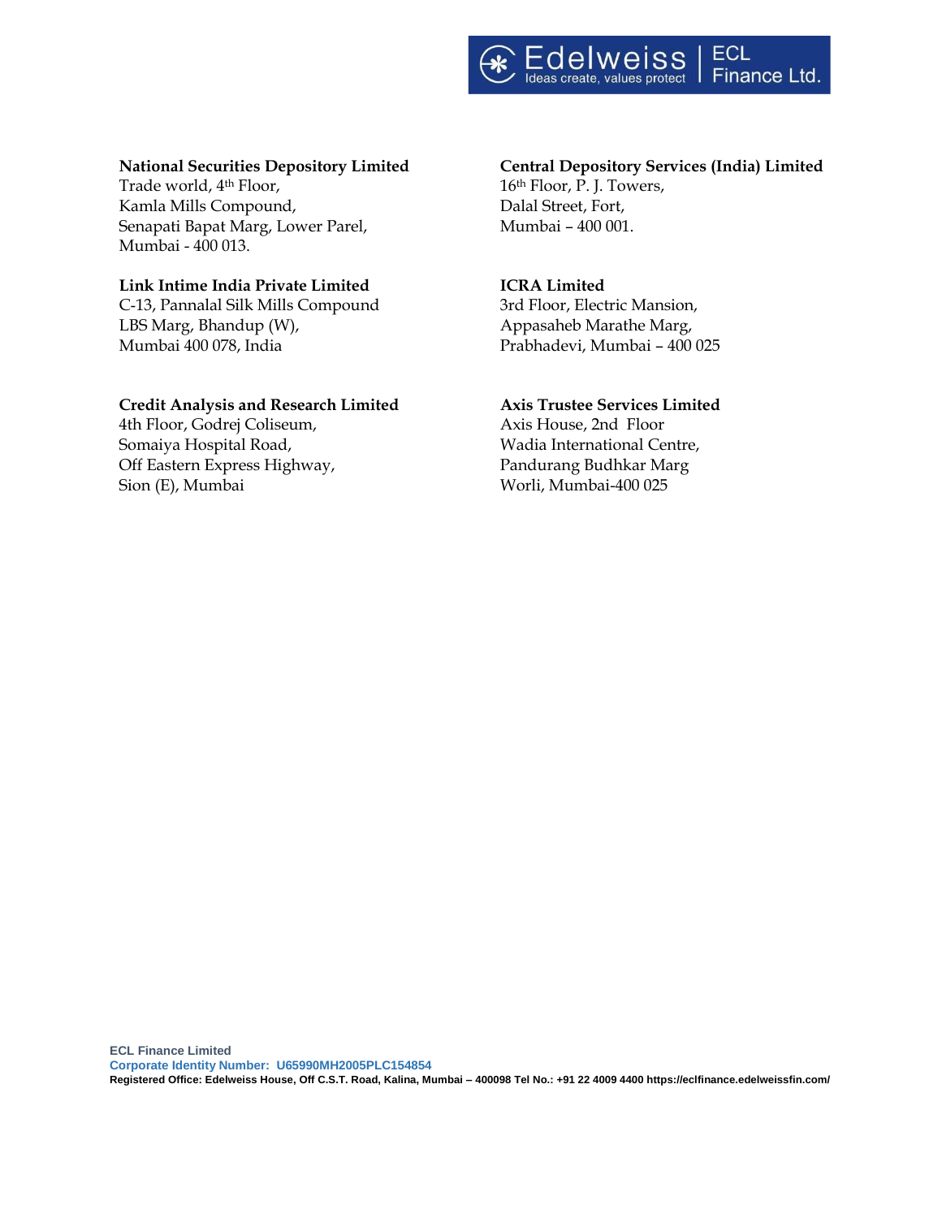**National Securities Depository Limited**
Trade world, 4th Floor,
Kamla Mills Compound,
Senapati Bapat Marg, Lower Parel,
Mumbai - 400 013.

**Central Depository Services (India) Limited**
16th Floor, P. J. Towers,
Dalal Street, Fort,
Mumbai – 400 001.

**Link Intime India Private Limited**
C-13, Pannalal Silk Mills Compound
LBS Marg, Bhandup (W),
Mumbai 400 078, India

**ICRA Limited**
3rd Floor, Electric Mansion,
Appasaheb Marathe Marg,
Prabhadevi, Mumbai – 400 025

**Credit Analysis and Research Limited**
4th Floor, Godrej Coliseum,
Somaiya Hospital Road,
Off Eastern Express Highway,
Sion (E), Mumbai

**Axis Trustee Services Limited**
Axis House, 2nd Floor
Wadia International Centre,
Pandurang Budhkar Marg
Worli, Mumbai-400 025

**ECL Finance Limited**
**Corporate Identity Number: U65990MH2005PLC154854**
**Registered Office: Edelweiss House, Off C.S.T. Road, Kalina, Mumbai – 400098 Tel No.: +91 22 4009 4400 https://eclfinance.edelweissfin.com/**